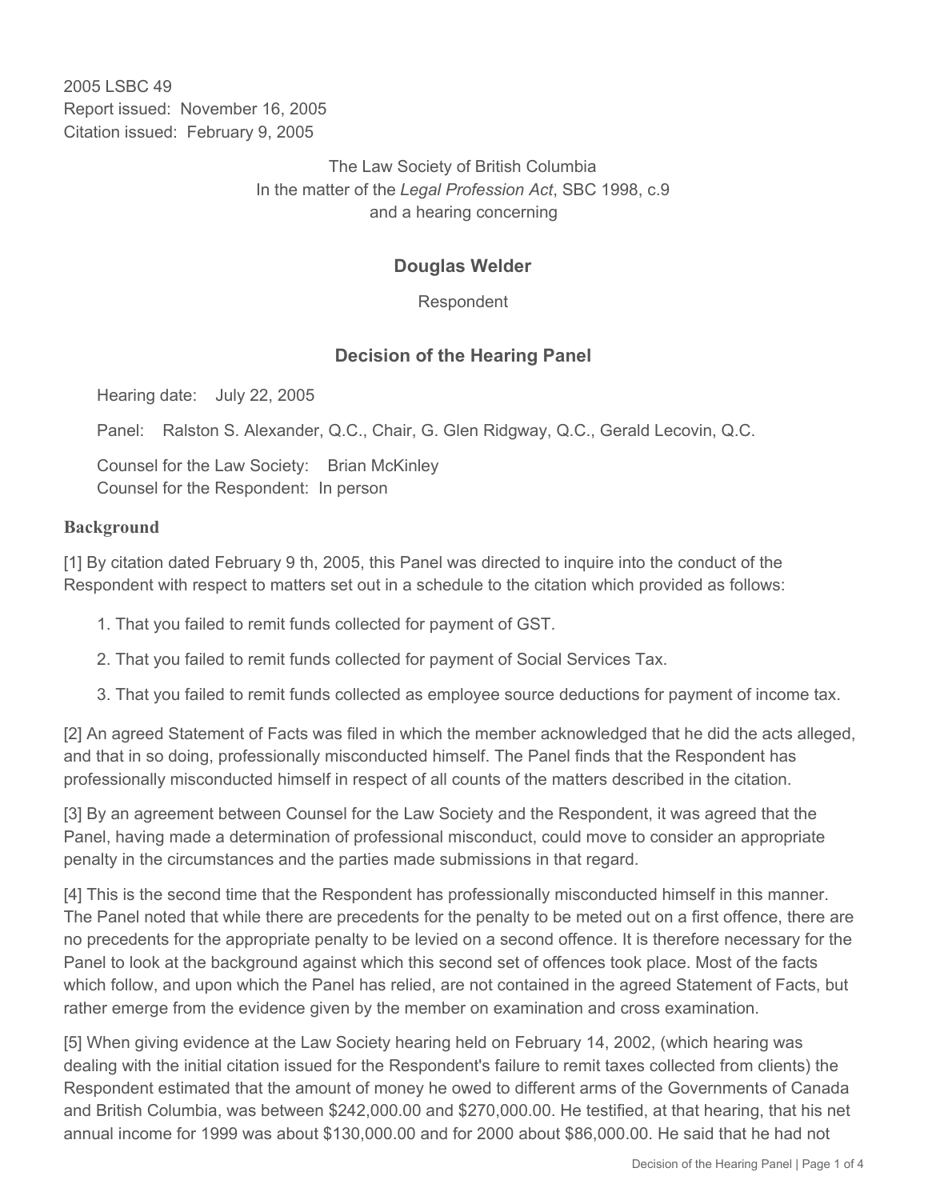2005 LSBC 49
Report issued: November 16, 2005
Citation issued: February 9, 2005

The Law Society of British Columbia
In the matter of the *Legal Profession Act*, SBC 1998, c.9
and a hearing concerning

## Douglas Welder

Respondent

## Decision of the Hearing Panel

Hearing date: July 22, 2005

Panel: Ralston S. Alexander, Q.C., Chair, G. Glen Ridgway, Q.C., Gerald Lecovin, Q.C.

Counsel for the Law Society: Brian McKinley
Counsel for the Respondent: In person

### Background

[1] By citation dated February 9 th, 2005, this Panel was directed to inquire into the conduct of the Respondent with respect to matters set out in a schedule to the citation which provided as follows:

1. That you failed to remit funds collected for payment of GST.
2. That you failed to remit funds collected for payment of Social Services Tax.
3. That you failed to remit funds collected as employee source deductions for payment of income tax.

[2] An agreed Statement of Facts was filed in which the member acknowledged that he did the acts alleged, and that in so doing, professionally misconducted himself. The Panel finds that the Respondent has professionally misconducted himself in respect of all counts of the matters described in the citation.

[3] By an agreement between Counsel for the Law Society and the Respondent, it was agreed that the Panel, having made a determination of professional misconduct, could move to consider an appropriate penalty in the circumstances and the parties made submissions in that regard.

[4] This is the second time that the Respondent has professionally misconducted himself in this manner. The Panel noted that while there are precedents for the penalty to be meted out on a first offence, there are no precedents for the appropriate penalty to be levied on a second offence. It is therefore necessary for the Panel to look at the background against which this second set of offences took place. Most of the facts which follow, and upon which the Panel has relied, are not contained in the agreed Statement of Facts, but rather emerge from the evidence given by the member on examination and cross examination.

[5] When giving evidence at the Law Society hearing held on February 14, 2002, (which hearing was dealing with the initial citation issued for the Respondent's failure to remit taxes collected from clients) the Respondent estimated that the amount of money he owed to different arms of the Governments of Canada and British Columbia, was between $242,000.00 and $270,000.00. He testified, at that hearing, that his net annual income for 1999 was about $130,000.00 and for 2000 about $86,000.00. He said that he had not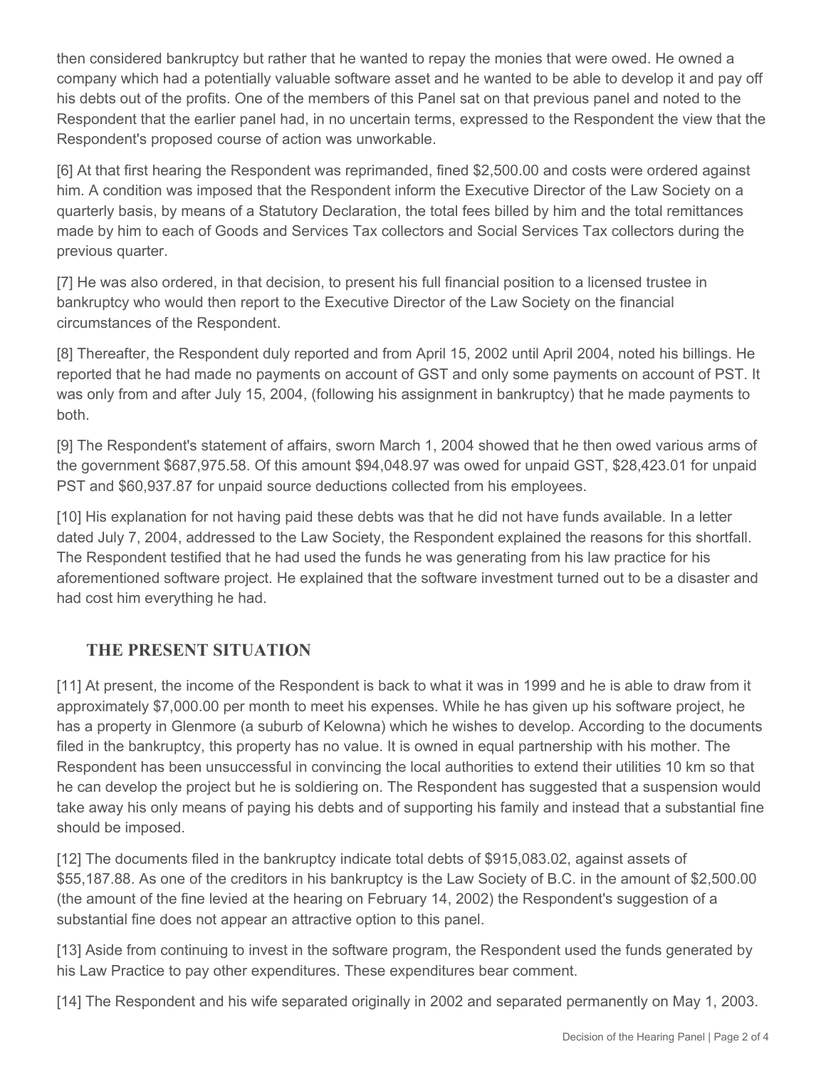then considered bankruptcy but rather that he wanted to repay the monies that were owed. He owned a company which had a potentially valuable software asset and he wanted to be able to develop it and pay off his debts out of the profits. One of the members of this Panel sat on that previous panel and noted to the Respondent that the earlier panel had, in no uncertain terms, expressed to the Respondent the view that the Respondent's proposed course of action was unworkable.

[6] At that first hearing the Respondent was reprimanded, fined $2,500.00 and costs were ordered against him. A condition was imposed that the Respondent inform the Executive Director of the Law Society on a quarterly basis, by means of a Statutory Declaration, the total fees billed by him and the total remittances made by him to each of Goods and Services Tax collectors and Social Services Tax collectors during the previous quarter.

[7] He was also ordered, in that decision, to present his full financial position to a licensed trustee in bankruptcy who would then report to the Executive Director of the Law Society on the financial circumstances of the Respondent.

[8] Thereafter, the Respondent duly reported and from April 15, 2002 until April 2004, noted his billings. He reported that he had made no payments on account of GST and only some payments on account of PST. It was only from and after July 15, 2004, (following his assignment in bankruptcy) that he made payments to both.

[9] The Respondent's statement of affairs, sworn March 1, 2004 showed that he then owed various arms of the government $687,975.58. Of this amount $94,048.97 was owed for unpaid GST, $28,423.01 for unpaid PST and $60,937.87 for unpaid source deductions collected from his employees.

[10] His explanation for not having paid these debts was that he did not have funds available. In a letter dated July 7, 2004, addressed to the Law Society, the Respondent explained the reasons for this shortfall. The Respondent testified that he had used the funds he was generating from his law practice for his aforementioned software project. He explained that the software investment turned out to be a disaster and had cost him everything he had.

## THE PRESENT SITUATION

[11] At present, the income of the Respondent is back to what it was in 1999 and he is able to draw from it approximately $7,000.00 per month to meet his expenses. While he has given up his software project, he has a property in Glenmore (a suburb of Kelowna) which he wishes to develop. According to the documents filed in the bankruptcy, this property has no value. It is owned in equal partnership with his mother. The Respondent has been unsuccessful in convincing the local authorities to extend their utilities 10 km so that he can develop the project but he is soldiering on. The Respondent has suggested that a suspension would take away his only means of paying his debts and of supporting his family and instead that a substantial fine should be imposed.

[12] The documents filed in the bankruptcy indicate total debts of $915,083.02, against assets of $55,187.88. As one of the creditors in his bankruptcy is the Law Society of B.C. in the amount of $2,500.00 (the amount of the fine levied at the hearing on February 14, 2002) the Respondent's suggestion of a substantial fine does not appear an attractive option to this panel.

[13] Aside from continuing to invest in the software program, the Respondent used the funds generated by his Law Practice to pay other expenditures. These expenditures bear comment.

[14] The Respondent and his wife separated originally in 2002 and separated permanently on May 1, 2003.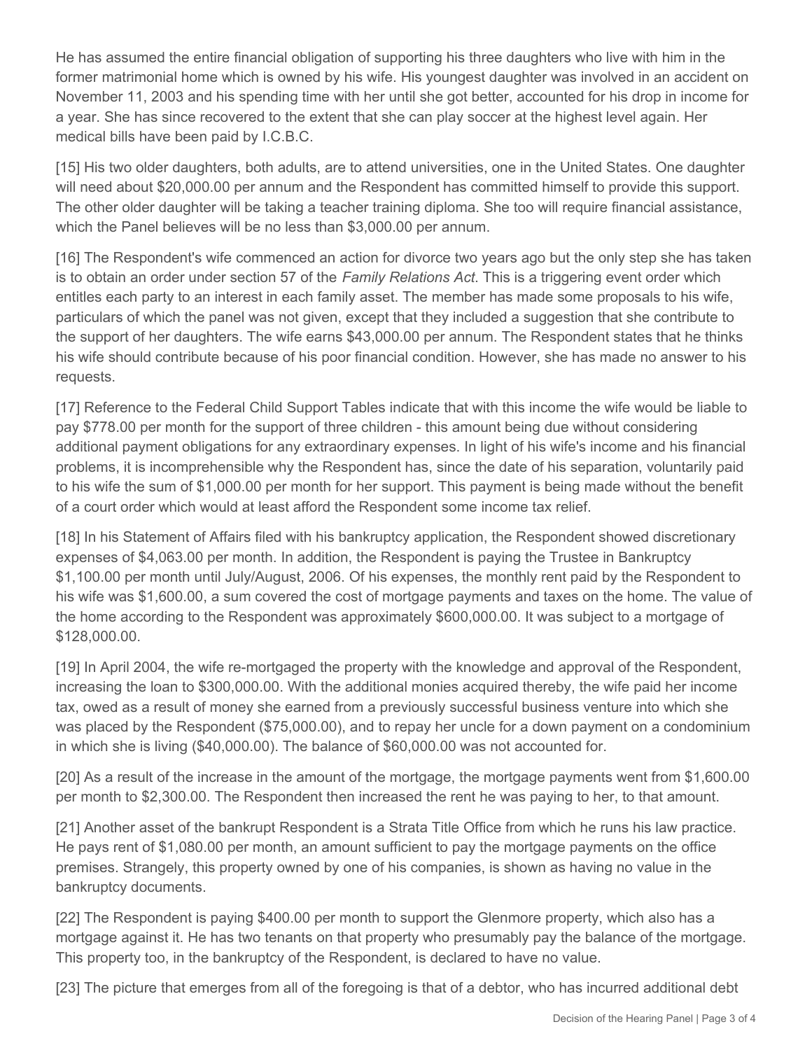He has assumed the entire financial obligation of supporting his three daughters who live with him in the former matrimonial home which is owned by his wife. His youngest daughter was involved in an accident on November 11, 2003 and his spending time with her until she got better, accounted for his drop in income for a year. She has since recovered to the extent that she can play soccer at the highest level again. Her medical bills have been paid by I.C.B.C.

[15] His two older daughters, both adults, are to attend universities, one in the United States. One daughter will need about $20,000.00 per annum and the Respondent has committed himself to provide this support. The other older daughter will be taking a teacher training diploma. She too will require financial assistance, which the Panel believes will be no less than $3,000.00 per annum.

[16] The Respondent's wife commenced an action for divorce two years ago but the only step she has taken is to obtain an order under section 57 of the *Family Relations Act*. This is a triggering event order which entitles each party to an interest in each family asset. The member has made some proposals to his wife, particulars of which the panel was not given, except that they included a suggestion that she contribute to the support of her daughters. The wife earns $43,000.00 per annum. The Respondent states that he thinks his wife should contribute because of his poor financial condition. However, she has made no answer to his requests.

[17] Reference to the Federal Child Support Tables indicate that with this income the wife would be liable to pay $778.00 per month for the support of three children - this amount being due without considering additional payment obligations for any extraordinary expenses. In light of his wife's income and his financial problems, it is incomprehensible why the Respondent has, since the date of his separation, voluntarily paid to his wife the sum of $1,000.00 per month for her support. This payment is being made without the benefit of a court order which would at least afford the Respondent some income tax relief.

[18] In his Statement of Affairs filed with his bankruptcy application, the Respondent showed discretionary expenses of $4,063.00 per month. In addition, the Respondent is paying the Trustee in Bankruptcy $1,100.00 per month until July/August, 2006. Of his expenses, the monthly rent paid by the Respondent to his wife was $1,600.00, a sum covered the cost of mortgage payments and taxes on the home. The value of the home according to the Respondent was approximately $600,000.00. It was subject to a mortgage of $128,000.00.

[19] In April 2004, the wife re-mortgaged the property with the knowledge and approval of the Respondent, increasing the loan to $300,000.00. With the additional monies acquired thereby, the wife paid her income tax, owed as a result of money she earned from a previously successful business venture into which she was placed by the Respondent ($75,000.00), and to repay her uncle for a down payment on a condominium in which she is living ($40,000.00). The balance of $60,000.00 was not accounted for.

[20] As a result of the increase in the amount of the mortgage, the mortgage payments went from $1,600.00 per month to $2,300.00. The Respondent then increased the rent he was paying to her, to that amount.

[21] Another asset of the bankrupt Respondent is a Strata Title Office from which he runs his law practice. He pays rent of $1,080.00 per month, an amount sufficient to pay the mortgage payments on the office premises. Strangely, this property owned by one of his companies, is shown as having no value in the bankruptcy documents.

[22] The Respondent is paying $400.00 per month to support the Glenmore property, which also has a mortgage against it. He has two tenants on that property who presumably pay the balance of the mortgage. This property too, in the bankruptcy of the Respondent, is declared to have no value.

[23] The picture that emerges from all of the foregoing is that of a debtor, who has incurred additional debt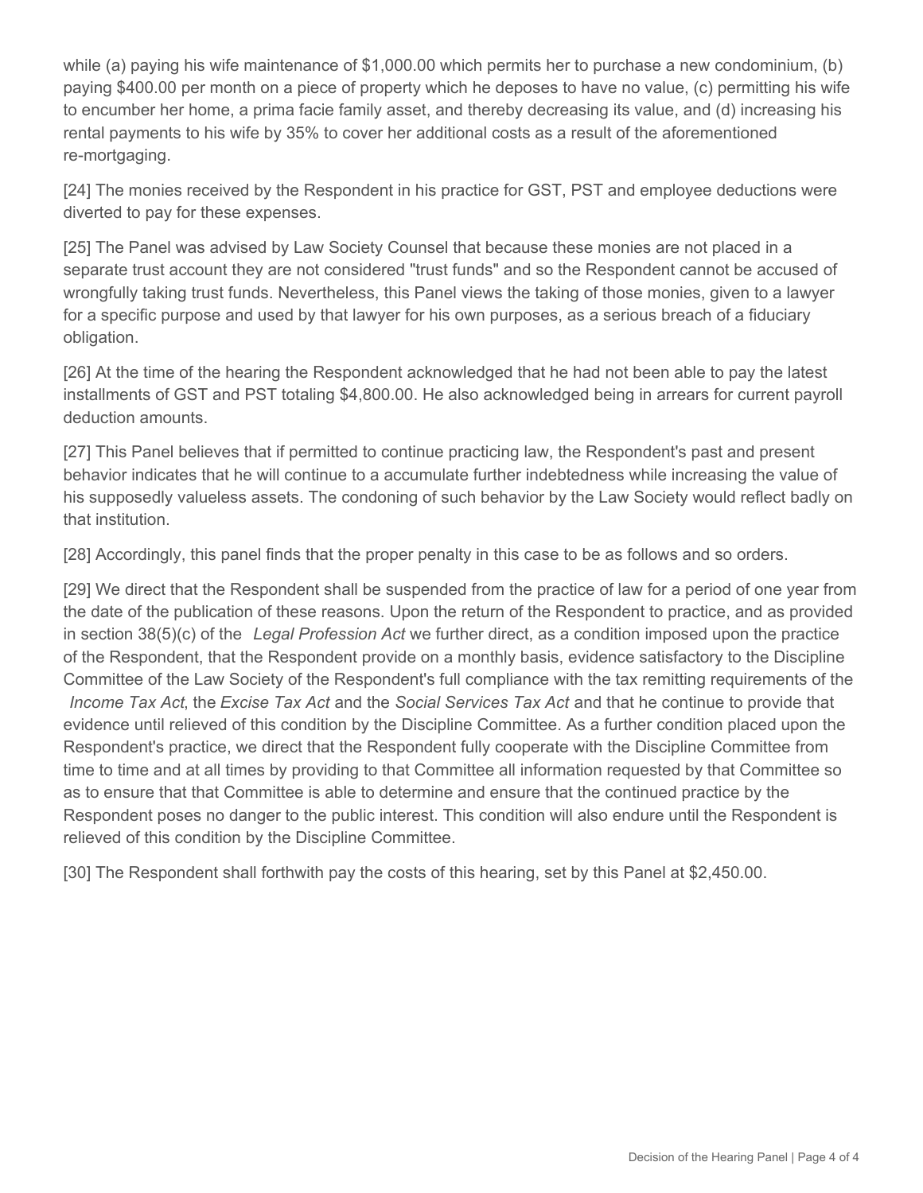while (a) paying his wife maintenance of $1,000.00 which permits her to purchase a new condominium, (b) paying $400.00 per month on a piece of property which he deposes to have no value, (c) permitting his wife to encumber her home, a prima facie family asset, and thereby decreasing its value, and (d) increasing his rental payments to his wife by 35% to cover her additional costs as a result of the aforementioned re-mortgaging.

[24] The monies received by the Respondent in his practice for GST, PST and employee deductions were diverted to pay for these expenses.

[25] The Panel was advised by Law Society Counsel that because these monies are not placed in a separate trust account they are not considered "trust funds" and so the Respondent cannot be accused of wrongfully taking trust funds. Nevertheless, this Panel views the taking of those monies, given to a lawyer for a specific purpose and used by that lawyer for his own purposes, as a serious breach of a fiduciary obligation.

[26] At the time of the hearing the Respondent acknowledged that he had not been able to pay the latest installments of GST and PST totaling $4,800.00. He also acknowledged being in arrears for current payroll deduction amounts.

[27] This Panel believes that if permitted to continue practicing law, the Respondent's past and present behavior indicates that he will continue to a accumulate further indebtedness while increasing the value of his supposedly valueless assets. The condoning of such behavior by the Law Society would reflect badly on that institution.

[28] Accordingly, this panel finds that the proper penalty in this case to be as follows and so orders.

[29] We direct that the Respondent shall be suspended from the practice of law for a period of one year from the date of the publication of these reasons. Upon the return of the Respondent to practice, and as provided in section 38(5)(c) of the *Legal Profession Act* we further direct, as a condition imposed upon the practice of the Respondent, that the Respondent provide on a monthly basis, evidence satisfactory to the Discipline Committee of the Law Society of the Respondent's full compliance with the tax remitting requirements of the *Income Tax Act*, the *Excise Tax Act* and the *Social Services Tax Act* and that he continue to provide that evidence until relieved of this condition by the Discipline Committee. As a further condition placed upon the Respondent's practice, we direct that the Respondent fully cooperate with the Discipline Committee from time to time and at all times by providing to that Committee all information requested by that Committee so as to ensure that that Committee is able to determine and ensure that the continued practice by the Respondent poses no danger to the public interest. This condition will also endure until the Respondent is relieved of this condition by the Discipline Committee.

[30] The Respondent shall forthwith pay the costs of this hearing, set by this Panel at $2,450.00.